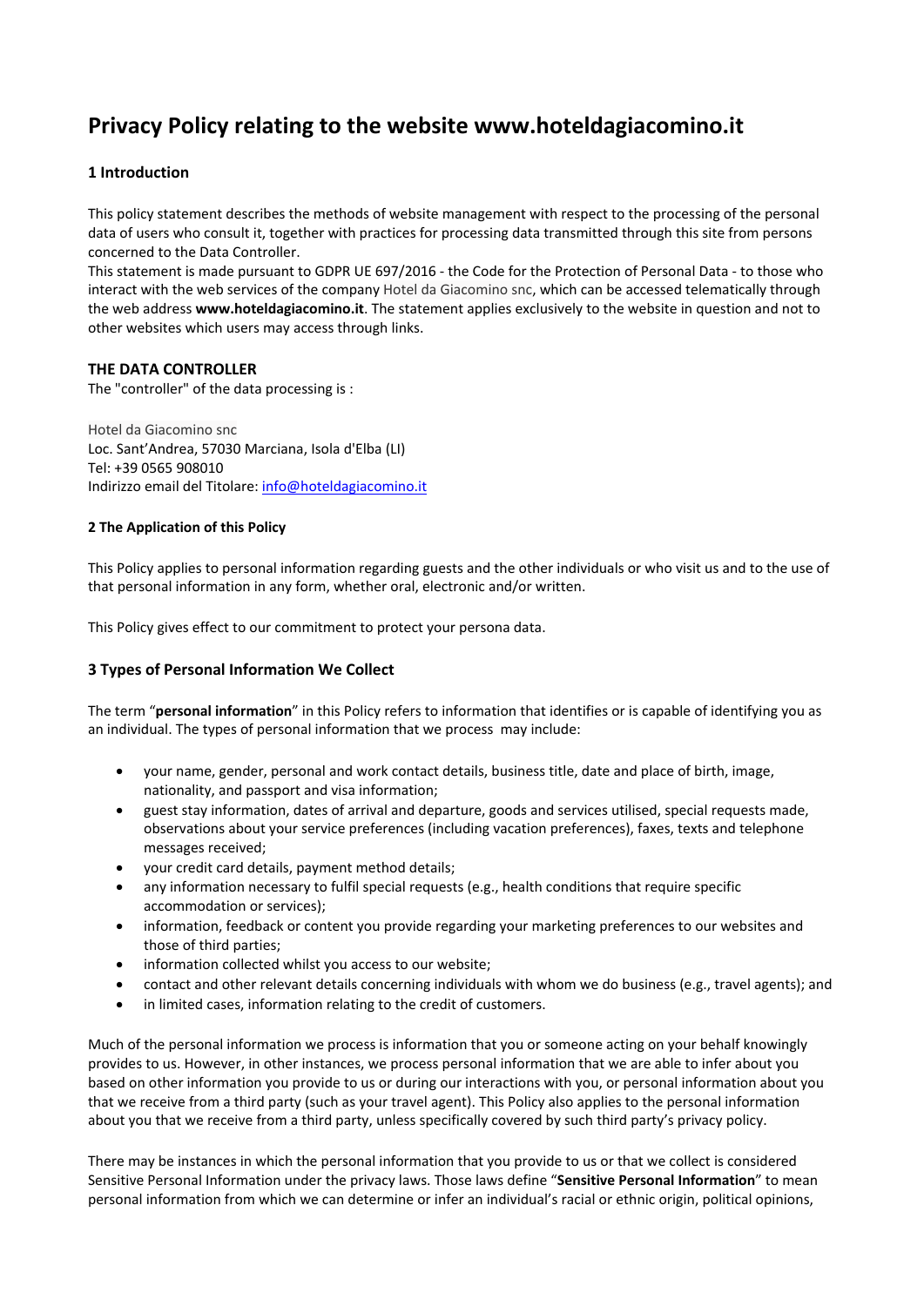# Privacy Policy relating to the website www.hoteldagiacomino.it

### 1 Introduction

This policy statement describes the methods of website management with respect to the processing of the personal data of users who consult it, together with practices for processing data transmitted through this site from persons concerned to the Data Controller.
This statement is made pursuant to GDPR UE 697/2016 - the Code for the Protection of Personal Data - to those who interact with the web services of the company Hotel da Giacomino snc, which can be accessed telematically through the web address **www.hoteldagiacomino.it**. The statement applies exclusively to the website in question and not to other websites which users may access through links.

### THE DATA CONTROLLER

The "controller" of the data processing is :

Hotel da Giacomino snc
Loc. Sant'Andrea, 57030 Marciana, Isola d'Elba (LI)
Tel: +39 0565 908010
Indirizzo email del Titolare: info@hoteldagiacomino.it

#### 2 The Application of this Policy

This Policy applies to personal information regarding guests and the other individuals or who visit us and to the use of that personal information in any form, whether oral, electronic and/or written.

This Policy gives effect to our commitment to protect your persona data.

### 3 Types of Personal Information We Collect

The term "**personal information**" in this Policy refers to information that identifies or is capable of identifying you as an individual. The types of personal information that we process may include:

- your name, gender, personal and work contact details, business title, date and place of birth, image, nationality, and passport and visa information;
- guest stay information, dates of arrival and departure, goods and services utilised, special requests made, observations about your service preferences (including vacation preferences), faxes, texts and telephone messages received;
- your credit card details, payment method details;
- any information necessary to fulfil special requests (e.g., health conditions that require specific accommodation or services);
- information, feedback or content you provide regarding your marketing preferences to our websites and those of third parties;
- information collected whilst you access to our website;
- contact and other relevant details concerning individuals with whom we do business (e.g., travel agents); and
- in limited cases, information relating to the credit of customers.

Much of the personal information we process is information that you or someone acting on your behalf knowingly provides to us. However, in other instances, we process personal information that we are able to infer about you based on other information you provide to us or during our interactions with you, or personal information about you that we receive from a third party (such as your travel agent). This Policy also applies to the personal information about you that we receive from a third party, unless specifically covered by such third party's privacy policy.

There may be instances in which the personal information that you provide to us or that we collect is considered Sensitive Personal Information under the privacy laws. Those laws define "**Sensitive Personal Information**" to mean personal information from which we can determine or infer an individual's racial or ethnic origin, political opinions,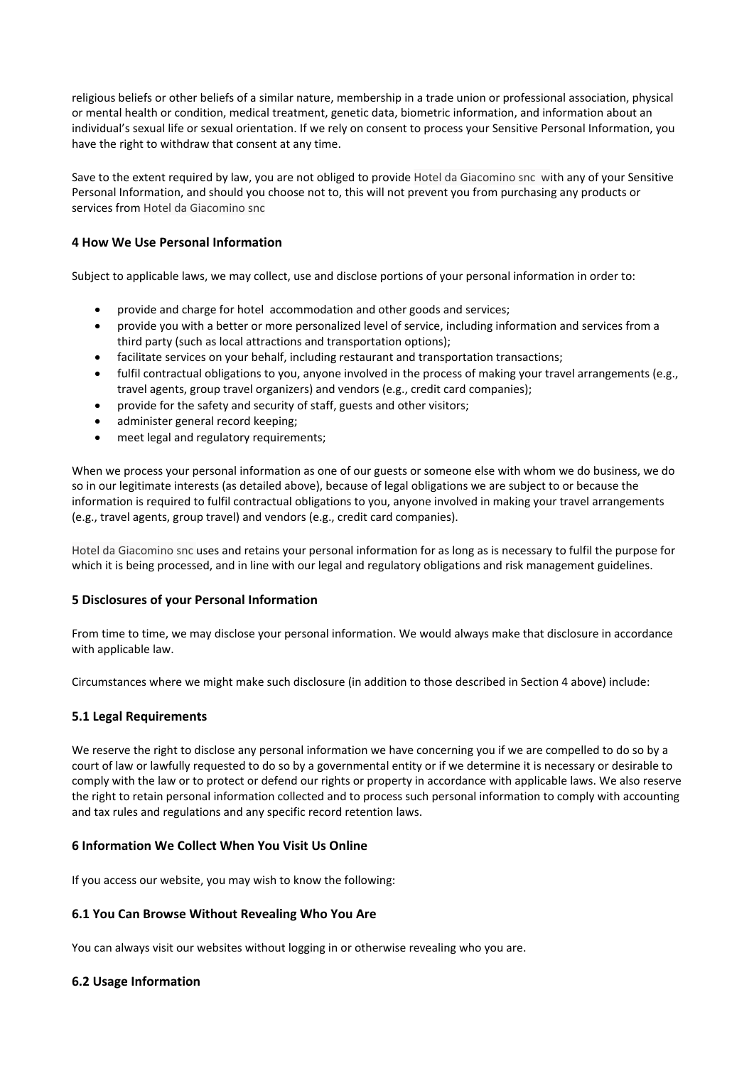religious beliefs or other beliefs of a similar nature, membership in a trade union or professional association, physical or mental health or condition, medical treatment, genetic data, biometric information, and information about an individual's sexual life or sexual orientation. If we rely on consent to process your Sensitive Personal Information, you have the right to withdraw that consent at any time.

Save to the extent required by law, you are not obliged to provide Hotel da Giacomino snc with any of your Sensitive Personal Information, and should you choose not to, this will not prevent you from purchasing any products or services from Hotel da Giacomino snc

### 4 How We Use Personal Information

Subject to applicable laws, we may collect, use and disclose portions of your personal information in order to:

- provide and charge for hotel accommodation and other goods and services;
- provide you with a better or more personalized level of service, including information and services from a third party (such as local attractions and transportation options);
- facilitate services on your behalf, including restaurant and transportation transactions;
- fulfil contractual obligations to you, anyone involved in the process of making your travel arrangements (e.g., travel agents, group travel organizers) and vendors (e.g., credit card companies);
- provide for the safety and security of staff, guests and other visitors;
- administer general record keeping;
- meet legal and regulatory requirements;

When we process your personal information as one of our guests or someone else with whom we do business, we do so in our legitimate interests (as detailed above), because of legal obligations we are subject to or because the information is required to fulfil contractual obligations to you, anyone involved in making your travel arrangements (e.g., travel agents, group travel) and vendors (e.g., credit card companies).

Hotel da Giacomino snc uses and retains your personal information for as long as is necessary to fulfil the purpose for which it is being processed, and in line with our legal and regulatory obligations and risk management guidelines.

### 5 Disclosures of your Personal Information

From time to time, we may disclose your personal information. We would always make that disclosure in accordance with applicable law.

Circumstances where we might make such disclosure (in addition to those described in Section 4 above) include:

#### 5.1 Legal Requirements

We reserve the right to disclose any personal information we have concerning you if we are compelled to do so by a court of law or lawfully requested to do so by a governmental entity or if we determine it is necessary or desirable to comply with the law or to protect or defend our rights or property in accordance with applicable laws. We also reserve the right to retain personal information collected and to process such personal information to comply with accounting and tax rules and regulations and any specific record retention laws.

### 6 Information We Collect When You Visit Us Online

If you access our website, you may wish to know the following:

#### 6.1 You Can Browse Without Revealing Who You Are

You can always visit our websites without logging in or otherwise revealing who you are.

#### 6.2 Usage Information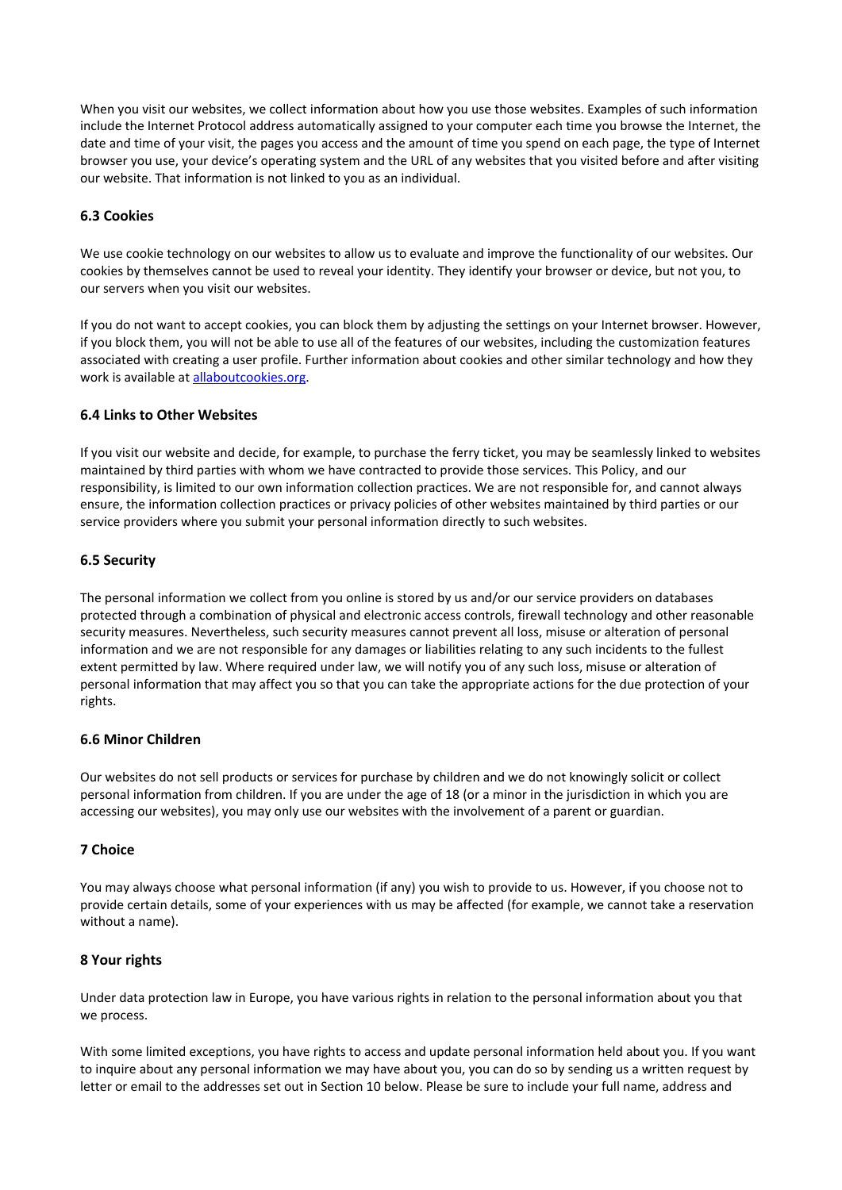When you visit our websites, we collect information about how you use those websites. Examples of such information include the Internet Protocol address automatically assigned to your computer each time you browse the Internet, the date and time of your visit, the pages you access and the amount of time you spend on each page, the type of Internet browser you use, your device's operating system and the URL of any websites that you visited before and after visiting our website. That information is not linked to you as an individual.

### 6.3 Cookies

We use cookie technology on our websites to allow us to evaluate and improve the functionality of our websites. Our cookies by themselves cannot be used to reveal your identity. They identify your browser or device, but not you, to our servers when you visit our websites.

If you do not want to accept cookies, you can block them by adjusting the settings on your Internet browser. However, if you block them, you will not be able to use all of the features of our websites, including the customization features associated with creating a user profile. Further information about cookies and other similar technology and how they work is available at [allaboutcookies.org](allaboutcookies.org).

### 6.4 Links to Other Websites

If you visit our website and decide, for example, to purchase the ferry ticket, you may be seamlessly linked to websites maintained by third parties with whom we have contracted to provide those services. This Policy, and our responsibility, is limited to our own information collection practices. We are not responsible for, and cannot always ensure, the information collection practices or privacy policies of other websites maintained by third parties or our service providers where you submit your personal information directly to such websites.

### 6.5 Security

The personal information we collect from you online is stored by us and/or our service providers on databases protected through a combination of physical and electronic access controls, firewall technology and other reasonable security measures. Nevertheless, such security measures cannot prevent all loss, misuse or alteration of personal information and we are not responsible for any damages or liabilities relating to any such incidents to the fullest extent permitted by law. Where required under law, we will notify you of any such loss, misuse or alteration of personal information that may affect you so that you can take the appropriate actions for the due protection of your rights.

### 6.6 Minor Children

Our websites do not sell products or services for purchase by children and we do not knowingly solicit or collect personal information from children. If you are under the age of 18 (or a minor in the jurisdiction in which you are accessing our websites), you may only use our websites with the involvement of a parent or guardian.

## 7 Choice

You may always choose what personal information (if any) you wish to provide to us. However, if you choose not to provide certain details, some of your experiences with us may be affected (for example, we cannot take a reservation without a name).

## 8 Your rights

Under data protection law in Europe, you have various rights in relation to the personal information about you that we process.

With some limited exceptions, you have rights to access and update personal information held about you. If you want to inquire about any personal information we may have about you, you can do so by sending us a written request by letter or email to the addresses set out in Section 10 below. Please be sure to include your full name, address and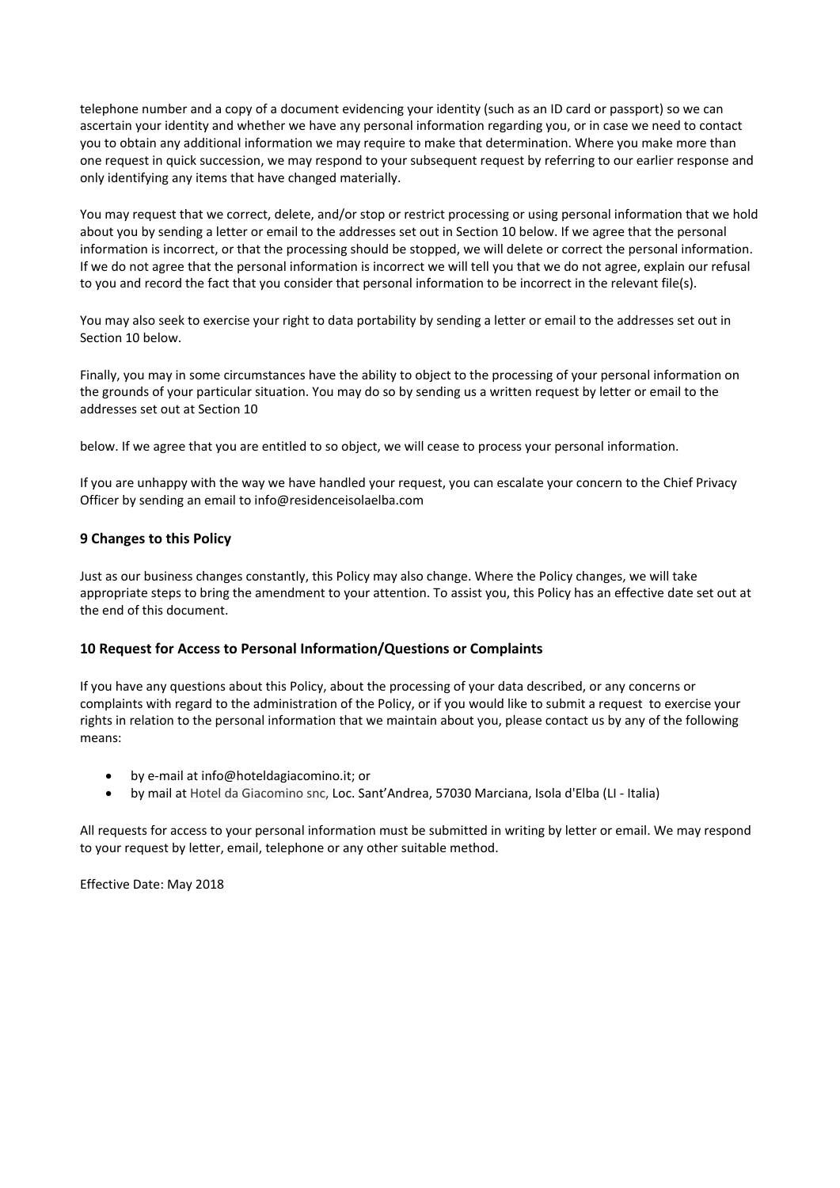telephone number and a copy of a document evidencing your identity (such as an ID card or passport) so we can ascertain your identity and whether we have any personal information regarding you, or in case we need to contact you to obtain any additional information we may require to make that determination. Where you make more than one request in quick succession, we may respond to your subsequent request by referring to our earlier response and only identifying any items that have changed materially.

You may request that we correct, delete, and/or stop or restrict processing or using personal information that we hold about you by sending a letter or email to the addresses set out in Section 10 below. If we agree that the personal information is incorrect, or that the processing should be stopped, we will delete or correct the personal information. If we do not agree that the personal information is incorrect we will tell you that we do not agree, explain our refusal to you and record the fact that you consider that personal information to be incorrect in the relevant file(s).

You may also seek to exercise your right to data portability by sending a letter or email to the addresses set out in Section 10 below.

Finally, you may in some circumstances have the ability to object to the processing of your personal information on the grounds of your particular situation. You may do so by sending us a written request by letter or email to the addresses set out at Section 10

below. If we agree that you are entitled to so object, we will cease to process your personal information.

If you are unhappy with the way we have handled your request, you can escalate your concern to the Chief Privacy Officer by sending an email to info@residenceisolaelba.com

## 9 Changes to this Policy

Just as our business changes constantly, this Policy may also change. Where the Policy changes, we will take appropriate steps to bring the amendment to your attention. To assist you, this Policy has an effective date set out at the end of this document.

## 10 Request for Access to Personal Information/Questions or Complaints

If you have any questions about this Policy, about the processing of your data described, or any concerns or complaints with regard to the administration of the Policy, or if you would like to submit a request to exercise your rights in relation to the personal information that we maintain about you, please contact us by any of the following means:

- by e-mail at info@hoteldagiacomino.it; or
- by mail at Hotel da Giacomino snc, Loc. Sant'Andrea, 57030 Marciana, Isola d'Elba (LI - Italia)

All requests for access to your personal information must be submitted in writing by letter or email. We may respond to your request by letter, email, telephone or any other suitable method.

Effective Date: May 2018